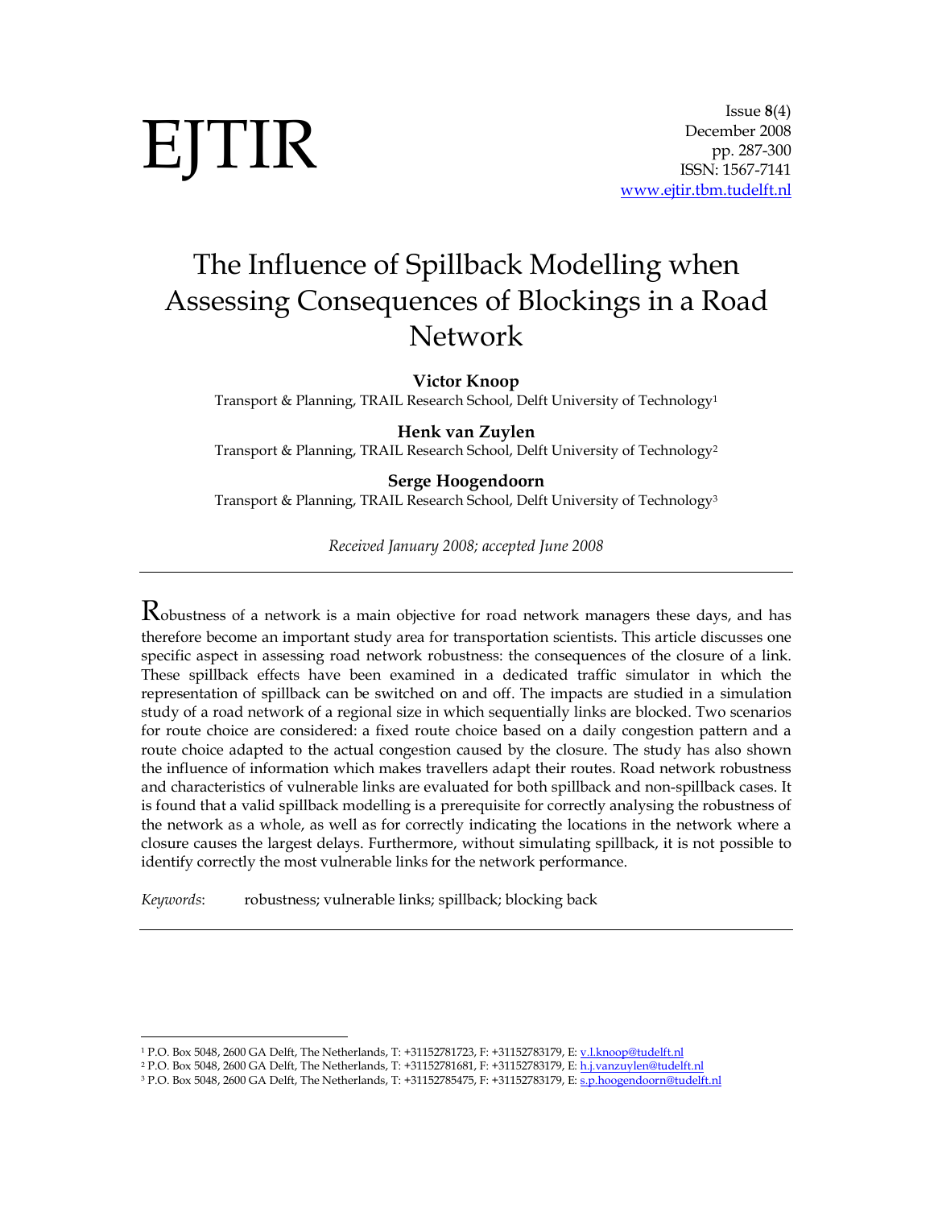EJTIR

Issue **8**(4)
December 2008
pp. 287-300
ISSN: 1567-7141
www.ejtir.tbm.tudelft.nl

# The Influence of Spillback Modelling when Assessing Consequences of Blockings in a Road Network

**Victor Knoop**
Transport & Planning, TRAIL Research School, Delft University of Technology[1]

**Henk van Zuylen**
Transport & Planning, TRAIL Research School, Delft University of Technology[2]

**Serge Hoogendoorn**
Transport & Planning, TRAIL Research School, Delft University of Technology[3]

*Received January 2008; accepted June 2008*

---

Robustness of a network is a main objective for road network managers these days, and has therefore become an important study area for transportation scientists. This article discusses one specific aspect in assessing road network robustness: the consequences of the closure of a link. These spillback effects have been examined in a dedicated traffic simulator in which the representation of spillback can be switched on and off. The impacts are studied in a simulation study of a road network of a regional size in which sequentially links are blocked. Two scenarios for route choice are considered: a fixed route choice based on a daily congestion pattern and a route choice adapted to the actual congestion caused by the closure. The study has also shown the influence of information which makes travellers adapt their routes. Road network robustness and characteristics of vulnerable links are evaluated for both spillback and non-spillback cases. It is found that a valid spillback modelling is a prerequisite for correctly analysing the robustness of the network as a whole, as well as for correctly indicating the locations in the network where a closure causes the largest delays. Furthermore, without simulating spillback, it is not possible to identify correctly the most vulnerable links for the network performance.

*Keywords*: robustness; vulnerable links; spillback; blocking back

---

[1] P.O. Box 5048, 2600 GA Delft, The Netherlands, T: +31152781723, F: +31152783179, E: v.l.knoop@tudelft.nl
[2] P.O. Box 5048, 2600 GA Delft, The Netherlands, T: +31152781681, F: +31152783179, E: h.j.vanzuylen@tudelft.nl
[3] P.O. Box 5048, 2600 GA Delft, The Netherlands, T: +31152785475, F: +31152783179, E: s.p.hoogendoorn@tudelft.nl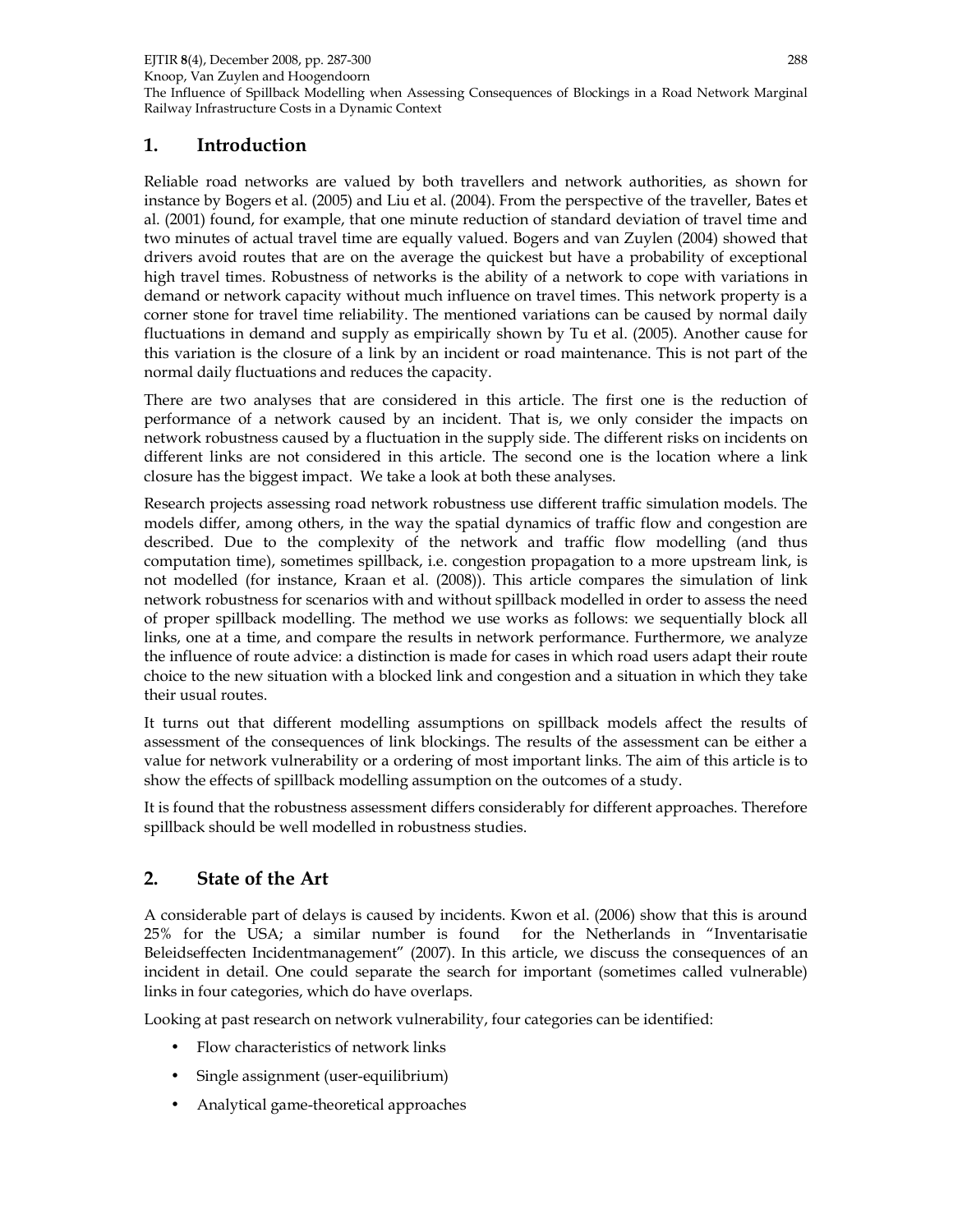## 1. Introduction

Reliable road networks are valued by both travellers and network authorities, as shown for instance by Bogers et al. (2005) and Liu et al. (2004). From the perspective of the traveller, Bates et al. (2001) found, for example, that one minute reduction of standard deviation of travel time and two minutes of actual travel time are equally valued. Bogers and van Zuylen (2004) showed that drivers avoid routes that are on the average the quickest but have a probability of exceptional high travel times. Robustness of networks is the ability of a network to cope with variations in demand or network capacity without much influence on travel times. This network property is a corner stone for travel time reliability. The mentioned variations can be caused by normal daily fluctuations in demand and supply as empirically shown by Tu et al. (2005). Another cause for this variation is the closure of a link by an incident or road maintenance. This is not part of the normal daily fluctuations and reduces the capacity.

There are two analyses that are considered in this article. The first one is the reduction of performance of a network caused by an incident. That is, we only consider the impacts on network robustness caused by a fluctuation in the supply side. The different risks on incidents on different links are not considered in this article. The second one is the location where a link closure has the biggest impact. We take a look at both these analyses.

Research projects assessing road network robustness use different traffic simulation models. The models differ, among others, in the way the spatial dynamics of traffic flow and congestion are described. Due to the complexity of the network and traffic flow modelling (and thus computation time), sometimes spillback, i.e. congestion propagation to a more upstream link, is not modelled (for instance, Kraan et al. (2008)). This article compares the simulation of link network robustness for scenarios with and without spillback modelled in order to assess the need of proper spillback modelling. The method we use works as follows: we sequentially block all links, one at a time, and compare the results in network performance. Furthermore, we analyze the influence of route advice: a distinction is made for cases in which road users adapt their route choice to the new situation with a blocked link and congestion and a situation in which they take their usual routes.

It turns out that different modelling assumptions on spillback models affect the results of assessment of the consequences of link blockings. The results of the assessment can be either a value for network vulnerability or a ordering of most important links. The aim of this article is to show the effects of spillback modelling assumption on the outcomes of a study.

It is found that the robustness assessment differs considerably for different approaches. Therefore spillback should be well modelled in robustness studies.

## 2. State of the Art

A considerable part of delays is caused by incidents. Kwon et al. (2006) show that this is around 25% for the USA; a similar number is found for the Netherlands in "Inventarisatie Beleidseffecten Incidentmanagement" (2007). In this article, we discuss the consequences of an incident in detail. One could separate the search for important (sometimes called vulnerable) links in four categories, which do have overlaps.

Looking at past research on network vulnerability, four categories can be identified:

- Flow characteristics of network links
- Single assignment (user-equilibrium)
- Analytical game-theoretical approaches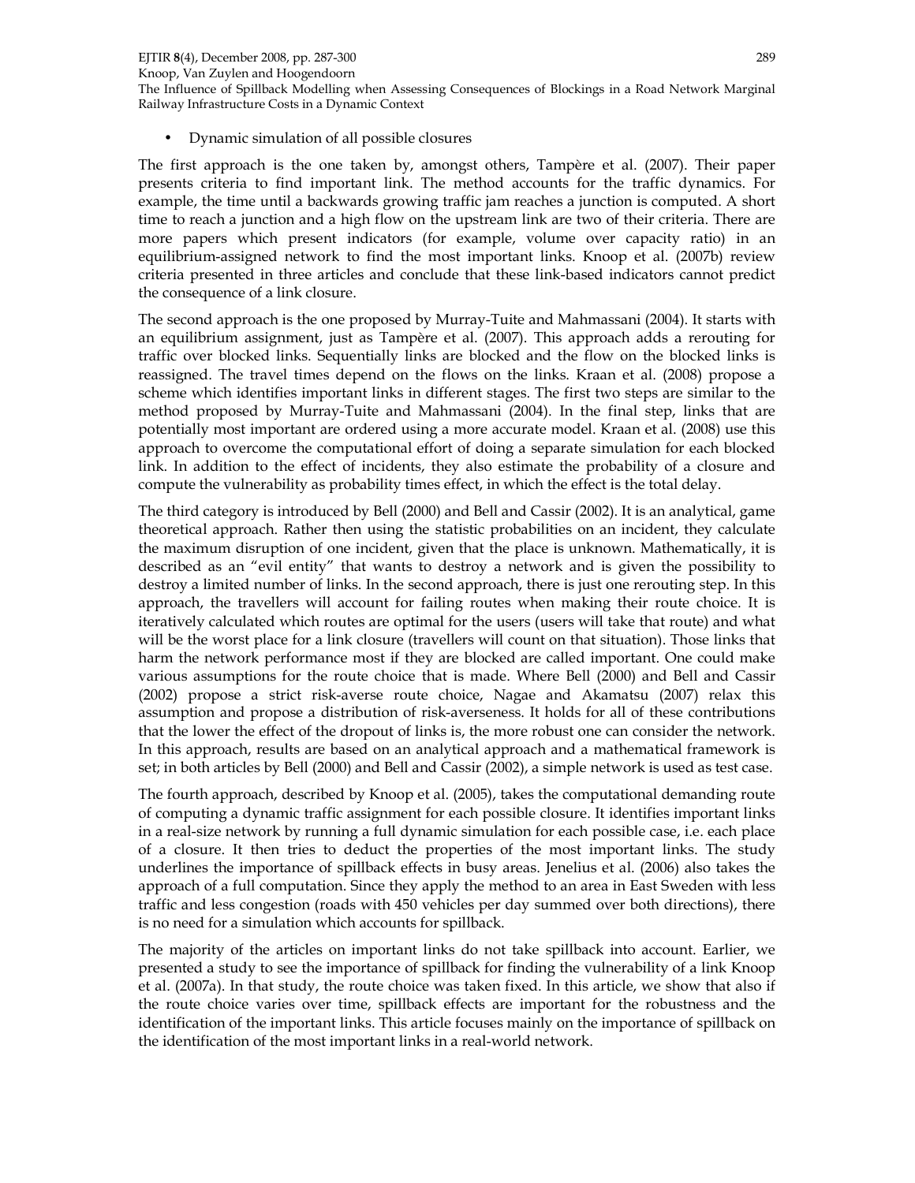- Dynamic simulation of all possible closures

The first approach is the one taken by, amongst others, Tampère et al. (2007). Their paper presents criteria to find important link. The method accounts for the traffic dynamics. For example, the time until a backwards growing traffic jam reaches a junction is computed. A short time to reach a junction and a high flow on the upstream link are two of their criteria. There are more papers which present indicators (for example, volume over capacity ratio) in an equilibrium-assigned network to find the most important links. Knoop et al. (2007b) review criteria presented in three articles and conclude that these link-based indicators cannot predict the consequence of a link closure.

The second approach is the one proposed by Murray-Tuite and Mahmassani (2004). It starts with an equilibrium assignment, just as Tampère et al. (2007). This approach adds a rerouting for traffic over blocked links. Sequentially links are blocked and the flow on the blocked links is reassigned. The travel times depend on the flows on the links. Kraan et al. (2008) propose a scheme which identifies important links in different stages. The first two steps are similar to the method proposed by Murray-Tuite and Mahmassani (2004). In the final step, links that are potentially most important are ordered using a more accurate model. Kraan et al. (2008) use this approach to overcome the computational effort of doing a separate simulation for each blocked link. In addition to the effect of incidents, they also estimate the probability of a closure and compute the vulnerability as probability times effect, in which the effect is the total delay.

The third category is introduced by Bell (2000) and Bell and Cassir (2002). It is an analytical, game theoretical approach. Rather then using the statistic probabilities on an incident, they calculate the maximum disruption of one incident, given that the place is unknown. Mathematically, it is described as an "evil entity" that wants to destroy a network and is given the possibility to destroy a limited number of links. In the second approach, there is just one rerouting step. In this approach, the travellers will account for failing routes when making their route choice. It is iteratively calculated which routes are optimal for the users (users will take that route) and what will be the worst place for a link closure (travellers will count on that situation). Those links that harm the network performance most if they are blocked are called important. One could make various assumptions for the route choice that is made. Where Bell (2000) and Bell and Cassir (2002) propose a strict risk-averse route choice, Nagae and Akamatsu (2007) relax this assumption and propose a distribution of risk-averseness. It holds for all of these contributions that the lower the effect of the dropout of links is, the more robust one can consider the network. In this approach, results are based on an analytical approach and a mathematical framework is set; in both articles by Bell (2000) and Bell and Cassir (2002), a simple network is used as test case.

The fourth approach, described by Knoop et al. (2005), takes the computational demanding route of computing a dynamic traffic assignment for each possible closure. It identifies important links in a real-size network by running a full dynamic simulation for each possible case, i.e. each place of a closure. It then tries to deduct the properties of the most important links. The study underlines the importance of spillback effects in busy areas. Jenelius et al. (2006) also takes the approach of a full computation. Since they apply the method to an area in East Sweden with less traffic and less congestion (roads with 450 vehicles per day summed over both directions), there is no need for a simulation which accounts for spillback.

The majority of the articles on important links do not take spillback into account. Earlier, we presented a study to see the importance of spillback for finding the vulnerability of a link Knoop et al. (2007a). In that study, the route choice was taken fixed. In this article, we show that also if the route choice varies over time, spillback effects are important for the robustness and the identification of the important links. This article focuses mainly on the importance of spillback on the identification of the most important links in a real-world network.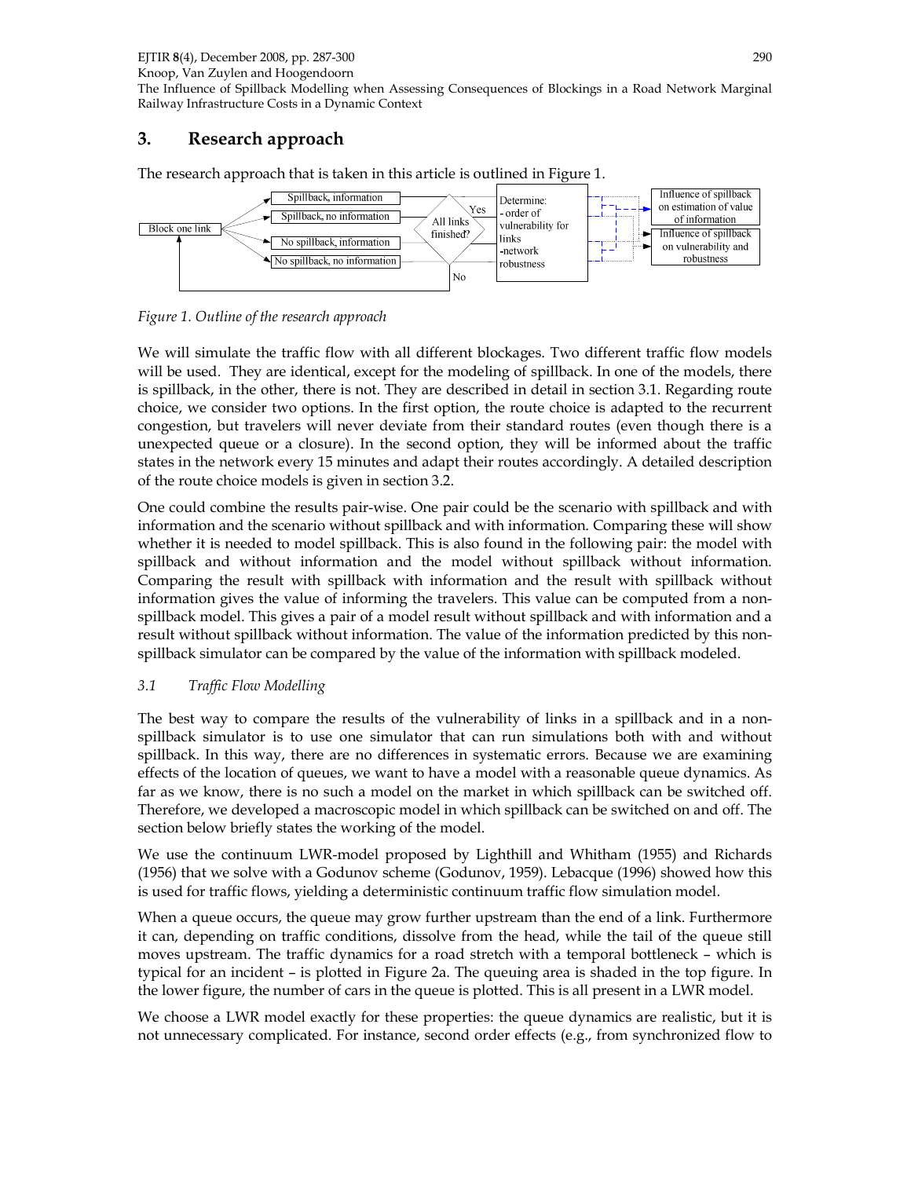## 3. Research approach

The research approach that is taken in this article is outlined in Figure 1.

Figure 1. Outline of the research approach

We will simulate the traffic flow with all different blockages. Two different traffic flow models will be used. They are identical, except for the modeling of spillback. In one of the models, there is spillback, in the other, there is not. They are described in detail in section 3.1. Regarding route choice, we consider two options. In the first option, the route choice is adapted to the recurrent congestion, but travelers will never deviate from their standard routes (even though there is a unexpected queue or a closure). In the second option, they will be informed about the traffic states in the network every 15 minutes and adapt their routes accordingly. A detailed description of the route choice models is given in section 3.2.

One could combine the results pair-wise. One pair could be the scenario with spillback and with information and the scenario without spillback and with information. Comparing these will show whether it is needed to model spillback. This is also found in the following pair: the model with spillback and without information and the model without spillback without information. Comparing the result with spillback with information and the result with spillback without information gives the value of informing the travelers. This value can be computed from a non-spillback model. This gives a pair of a model result without spillback and with information and a result without spillback without information. The value of the information predicted by this non-spillback simulator can be compared by the value of the information with spillback modeled.

### 3.1 Traffic Flow Modelling

The best way to compare the results of the vulnerability of links in a spillback and in a non-spillback simulator is to use one simulator that can run simulations both with and without spillback. In this way, there are no differences in systematic errors. Because we are examining effects of the location of queues, we want to have a model with a reasonable queue dynamics. As far as we know, there is no such a model on the market in which spillback can be switched off. Therefore, we developed a macroscopic model in which spillback can be switched on and off. The section below briefly states the working of the model.

We use the continuum LWR-model proposed by Lighthill and Whitham (1955) and Richards (1956) that we solve with a Godunov scheme (Godunov, 1959). Lebacque (1996) showed how this is used for traffic flows, yielding a deterministic continuum traffic flow simulation model.

When a queue occurs, the queue may grow further upstream than the end of a link. Furthermore it can, depending on traffic conditions, dissolve from the head, while the tail of the queue still moves upstream. The traffic dynamics for a road stretch with a temporal bottleneck – which is typical for an incident – is plotted in Figure 2a. The queuing area is shaded in the top figure. In the lower figure, the number of cars in the queue is plotted. This is all present in a LWR model.

We choose a LWR model exactly for these properties: the queue dynamics are realistic, but it is not unnecessary complicated. For instance, second order effects (e.g., from synchronized flow to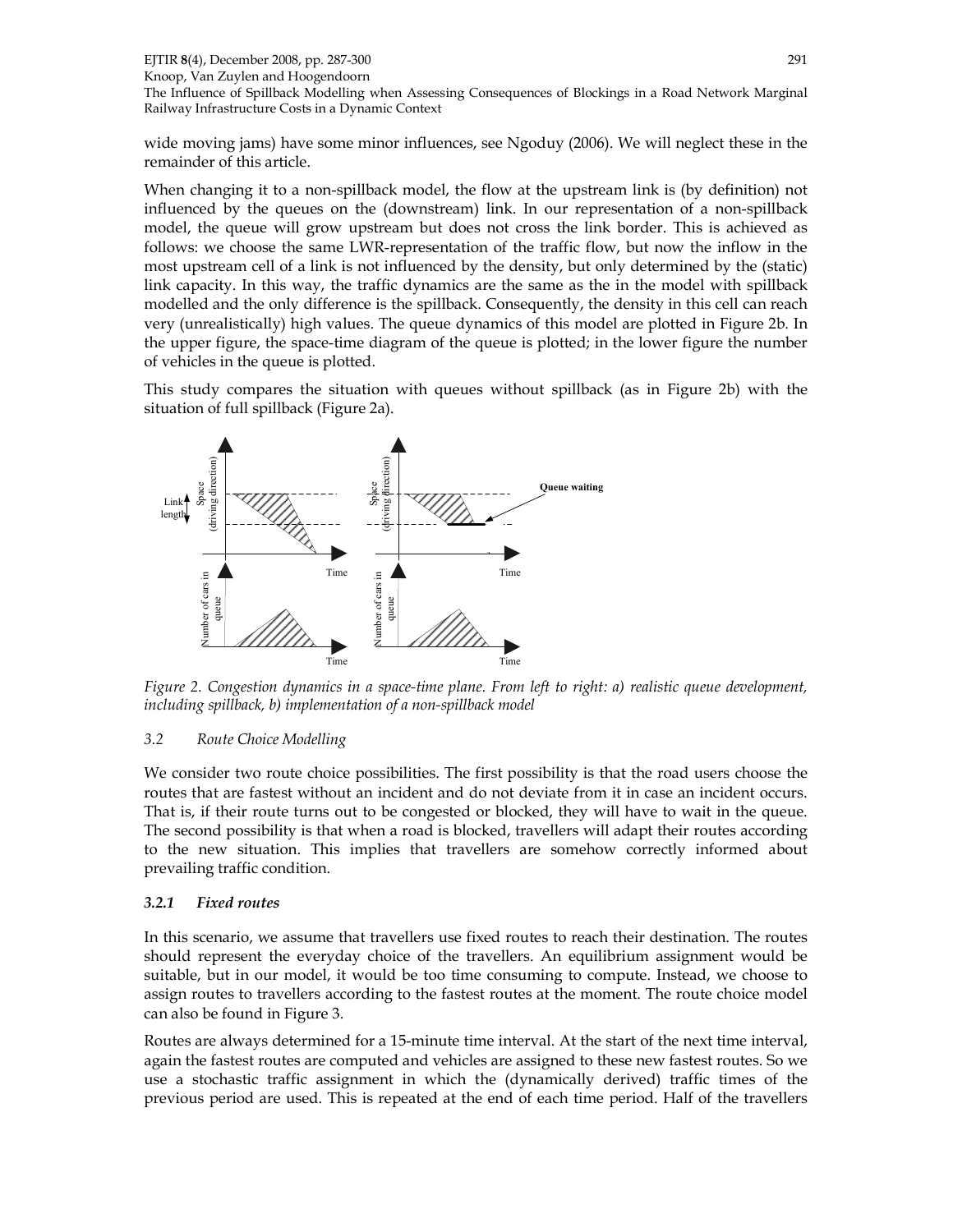wide moving jams) have some minor influences, see Ngoduy (2006). We will neglect these in the remainder of this article.

When changing it to a non-spillback model, the flow at the upstream link is (by definition) not influenced by the queues on the (downstream) link. In our representation of a non-spillback model, the queue will grow upstream but does not cross the link border. This is achieved as follows: we choose the same LWR-representation of the traffic flow, but now the inflow in the most upstream cell of a link is not influenced by the density, but only determined by the (static) link capacity. In this way, the traffic dynamics are the same as the in the model with spillback modelled and the only difference is the spillback. Consequently, the density in this cell can reach very (unrealistically) high values. The queue dynamics of this model are plotted in Figure 2b. In the upper figure, the space-time diagram of the queue is plotted; in the lower figure the number of vehicles in the queue is plotted.

This study compares the situation with queues without spillback (as in Figure 2b) with the situation of full spillback (Figure 2a).

*Figure 2. Congestion dynamics in a space-time plane. From left to right: a) realistic queue development, including spillback, b) implementation of a non-spillback model*

### 3.2 Route Choice Modelling

We consider two route choice possibilities. The first possibility is that the road users choose the routes that are fastest without an incident and do not deviate from it in case an incident occurs. That is, if their route turns out to be congested or blocked, they will have to wait in the queue. The second possibility is that when a road is blocked, travellers will adapt their routes according to the new situation. This implies that travellers are somehow correctly informed about prevailing traffic condition.

#### 3.2.1 Fixed routes

In this scenario, we assume that travellers use fixed routes to reach their destination. The routes should represent the everyday choice of the travellers. An equilibrium assignment would be suitable, but in our model, it would be too time consuming to compute. Instead, we choose to assign routes to travellers according to the fastest routes at the moment. The route choice model can also be found in Figure 3.

Routes are always determined for a 15-minute time interval. At the start of the next time interval, again the fastest routes are computed and vehicles are assigned to these new fastest routes. So we use a stochastic traffic assignment in which the (dynamically derived) traffic times of the previous period are used. This is repeated at the end of each time period. Half of the travellers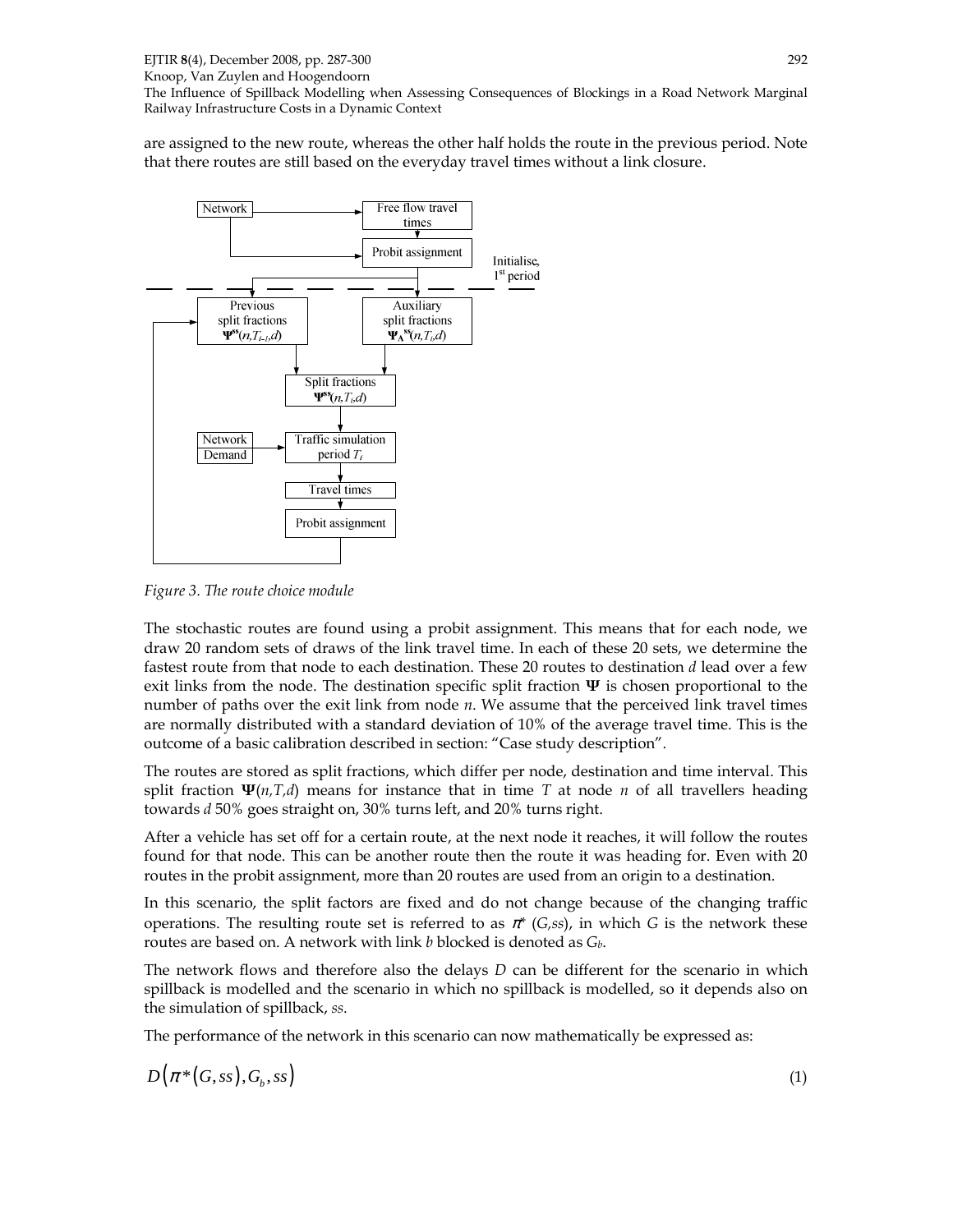are assigned to the new route, whereas the other half holds the route in the previous period. Note that there routes are still based on the everyday travel times without a link closure.

*Figure 3. The route choice module*

The stochastic routes are found using a probit assignment. This means that for each node, we draw 20 random sets of draws of the link travel time. In each of these 20 sets, we determine the fastest route from that node to each destination. These 20 routes to destination $d$ lead over a few exit links from the node. The destination specific split fraction $\mathbf{\Psi}$ is chosen proportional to the number of paths over the exit link from node $n$. We assume that the perceived link travel times are normally distributed with a standard deviation of 10% of the average travel time. This is the outcome of a basic calibration described in section: "Case study description".

The routes are stored as split fractions, which differ per node, destination and time interval. This split fraction $\mathbf{\Psi}(n,T,d)$ means for instance that in time $T$ at node $n$ of all travellers heading towards $d$ 50% goes straight on, 30% turns left, and 20% turns right.

After a vehicle has set off for a certain route, at the next node it reaches, it will follow the routes found for that node. This can be another route then the route it was heading for. Even with 20 routes in the probit assignment, more than 20 routes are used from an origin to a destination.

In this scenario, the split factors are fixed and do not change because of the changing traffic operations. The resulting route set is referred to as $\pi^*(G,ss)$, in which $G$ is the network these routes are based on. A network with link $b$ blocked is denoted as $G_b$.

The network flows and therefore also the delays $D$ can be different for the scenario in which spillback is modelled and the scenario in which no spillback is modelled, so it depends also on the simulation of spillback, $ss$.

The performance of the network in this scenario can now mathematically be expressed as:

$$D\left(\pi^*(G,ss),G_b,ss\right) \tag{1}$$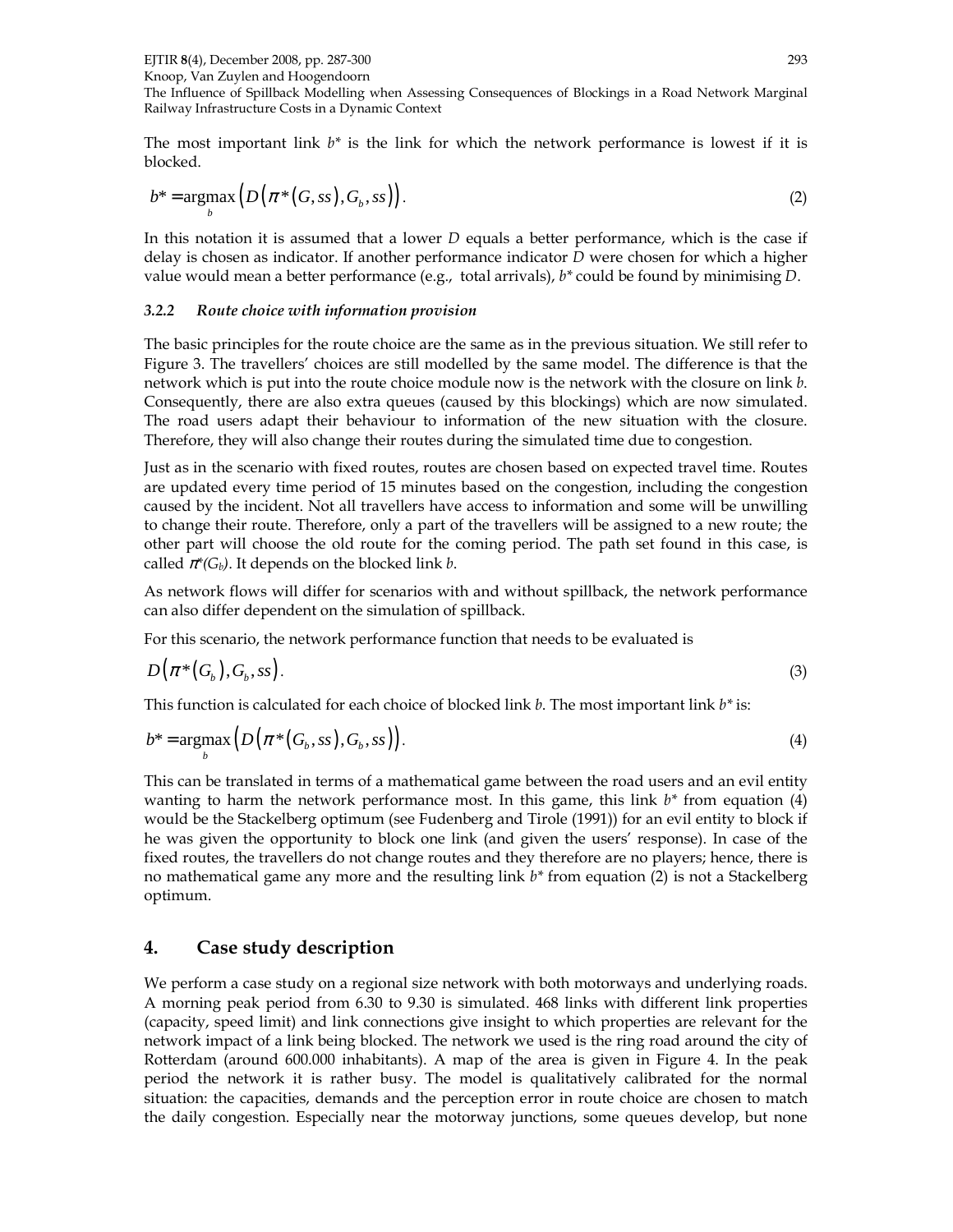The most important link $b^*$ is the link for which the network performance is lowest if it is blocked.

$$b^* = \underset{b}{\text{argmax}}\left(D\left(\pi^*(G, ss), G_b, ss\right)\right). \tag{2}$$

In this notation it is assumed that a lower $D$ equals a better performance, which is the case if delay is chosen as indicator. If another performance indicator $D$ were chosen for which a higher value would mean a better performance (e.g., total arrivals), $b^*$ could be found by minimising $D$.

### 3.2.2 *Route choice with information provision*

The basic principles for the route choice are the same as in the previous situation. We still refer to Figure 3. The travellers' choices are still modelled by the same model. The difference is that the network which is put into the route choice module now is the network with the closure on link $b$. Consequently, there are also extra queues (caused by this blockings) which are now simulated. The road users adapt their behaviour to information of the new situation with the closure. Therefore, they will also change their routes during the simulated time due to congestion.

Just as in the scenario with fixed routes, routes are chosen based on expected travel time. Routes are updated every time period of 15 minutes based on the congestion, including the congestion caused by the incident. Not all travellers have access to information and some will be unwilling to change their route. Therefore, only a part of the travellers will be assigned to a new route; the other part will choose the old route for the coming period. The path set found in this case, is called $\pi^*(G_b)$. It depends on the blocked link $b$.

As network flows will differ for scenarios with and without spillback, the network performance can also differ dependent on the simulation of spillback.

For this scenario, the network performance function that needs to be evaluated is

$$D\left(\pi^*(G_b), G_b, ss\right). \tag{3}$$

This function is calculated for each choice of blocked link $b$. The most important link $b^*$ is:

$$b^* = \underset{b}{\text{argmax}}\left(D\left(\pi^*(G_b, ss), G_b, ss\right)\right). \tag{4}$$

This can be translated in terms of a mathematical game between the road users and an evil entity wanting to harm the network performance most. In this game, this link $b^*$ from equation (4) would be the Stackelberg optimum (see Fudenberg and Tirole (1991)) for an evil entity to block if he was given the opportunity to block one link (and given the users' response). In case of the fixed routes, the travellers do not change routes and they therefore are no players; hence, there is no mathematical game any more and the resulting link $b^*$ from equation (2) is not a Stackelberg optimum.

## 4. Case study description

We perform a case study on a regional size network with both motorways and underlying roads. A morning peak period from 6.30 to 9.30 is simulated. 468 links with different link properties (capacity, speed limit) and link connections give insight to which properties are relevant for the network impact of a link being blocked. The network we used is the ring road around the city of Rotterdam (around 600.000 inhabitants). A map of the area is given in Figure 4. In the peak period the network it is rather busy. The model is qualitatively calibrated for the normal situation: the capacities, demands and the perception error in route choice are chosen to match the daily congestion. Especially near the motorway junctions, some queues develop, but none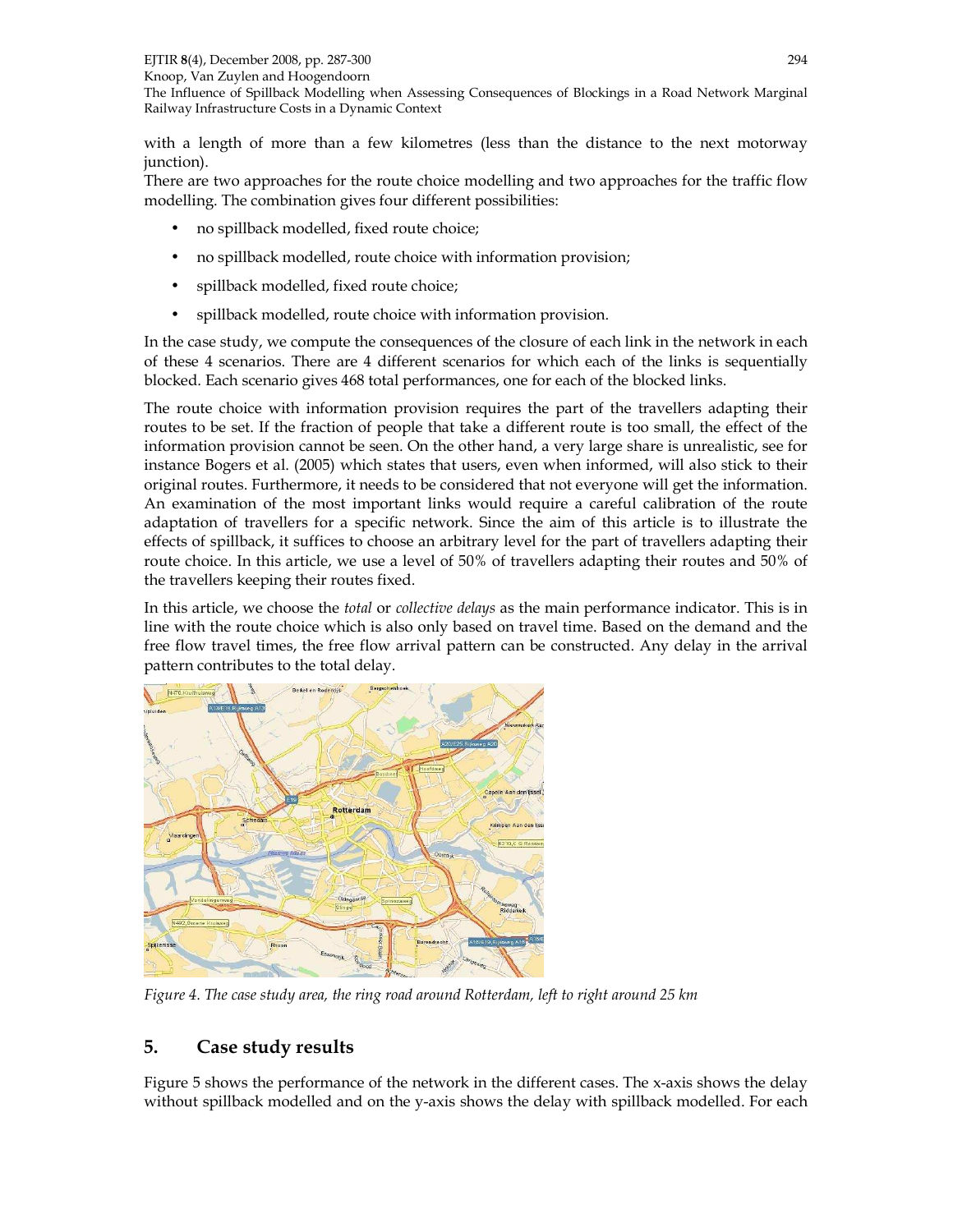with a length of more than a few kilometres (less than the distance to the next motorway junction).

There are two approaches for the route choice modelling and two approaches for the traffic flow modelling. The combination gives four different possibilities:

- no spillback modelled, fixed route choice;
- no spillback modelled, route choice with information provision;
- spillback modelled, fixed route choice;
- spillback modelled, route choice with information provision.

In the case study, we compute the consequences of the closure of each link in the network in each of these 4 scenarios. There are 4 different scenarios for which each of the links is sequentially blocked. Each scenario gives 468 total performances, one for each of the blocked links.

The route choice with information provision requires the part of the travellers adapting their routes to be set. If the fraction of people that take a different route is too small, the effect of the information provision cannot be seen. On the other hand, a very large share is unrealistic, see for instance Bogers et al. (2005) which states that users, even when informed, will also stick to their original routes. Furthermore, it needs to be considered that not everyone will get the information. An examination of the most important links would require a careful calibration of the route adaptation of travellers for a specific network. Since the aim of this article is to illustrate the effects of spillback, it suffices to choose an arbitrary level for the part of travellers adapting their route choice. In this article, we use a level of 50% of travellers adapting their routes and 50% of the travellers keeping their routes fixed.

In this article, we choose the *total* or *collective delays* as the main performance indicator. This is in line with the route choice which is also only based on travel time. Based on the demand and the free flow travel times, the free flow arrival pattern can be constructed. Any delay in the arrival pattern contributes to the total delay.

*Figure 4. The case study area, the ring road around Rotterdam, left to right around 25 km*

## 5. Case study results

Figure 5 shows the performance of the network in the different cases. The x-axis shows the delay without spillback modelled and on the y-axis shows the delay with spillback modelled. For each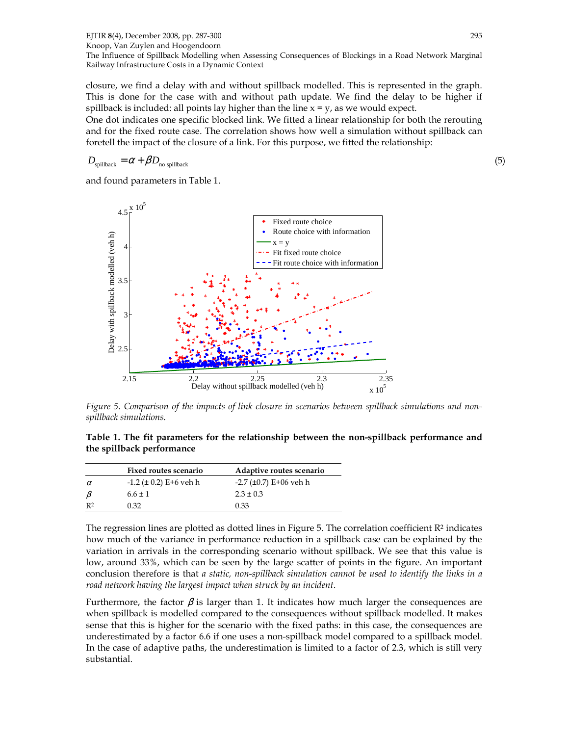closure, we find a delay with and without spillback modelled. This is represented in the graph. This is done for the case with and without path update. We find the delay to be higher if spillback is included: all points lay higher than the line x = y, as we would expect.
One dot indicates one specific blocked link. We fitted a linear relationship for both the rerouting and for the fixed route case. The correlation shows how well a simulation without spillback can foretell the impact of the closure of a link. For this purpose, we fitted the relationship:

$$D_{\text{spillback}} = \alpha + \beta D_{\text{no spillback}} \tag{5}$$

and found parameters in Table 1.

*Figure 5. Comparison of the impacts of link closure in scenarios between spillback simulations and non-spillback simulations.*

**Table 1. The fit parameters for the relationship between the non-spillback performance and the spillback performance**

| | Fixed routes scenario | Adaptive routes scenario |
|---|---|---|
| $\alpha$ | -1.2 (± 0.2) E+6 veh h | -2.7 (±0.7) E+06 veh h |
| $\beta$ | 6.6 ± 1 | 2.3 ± 0.3 |
| $R^2$ | 0.32 | 0.33 |

The regression lines are plotted as dotted lines in Figure 5. The correlation coefficient $R^2$ indicates how much of the variance in performance reduction in a spillback case can be explained by the variation in arrivals in the corresponding scenario without spillback. We see that this value is low, around 33%, which can be seen by the large scatter of points in the figure. An important conclusion therefore is that *a static, non-spillback simulation cannot be used to identify the links in a road network having the largest impact when struck by an incident*.

Furthermore, the factor $\beta$ is larger than 1. It indicates how much larger the consequences are when spillback is modelled compared to the consequences without spillback modelled. It makes sense that this is higher for the scenario with the fixed paths: in this case, the consequences are underestimated by a factor 6.6 if one uses a non-spillback model compared to a spillback model. In the case of adaptive paths, the underestimation is limited to a factor of 2.3, which is still very substantial.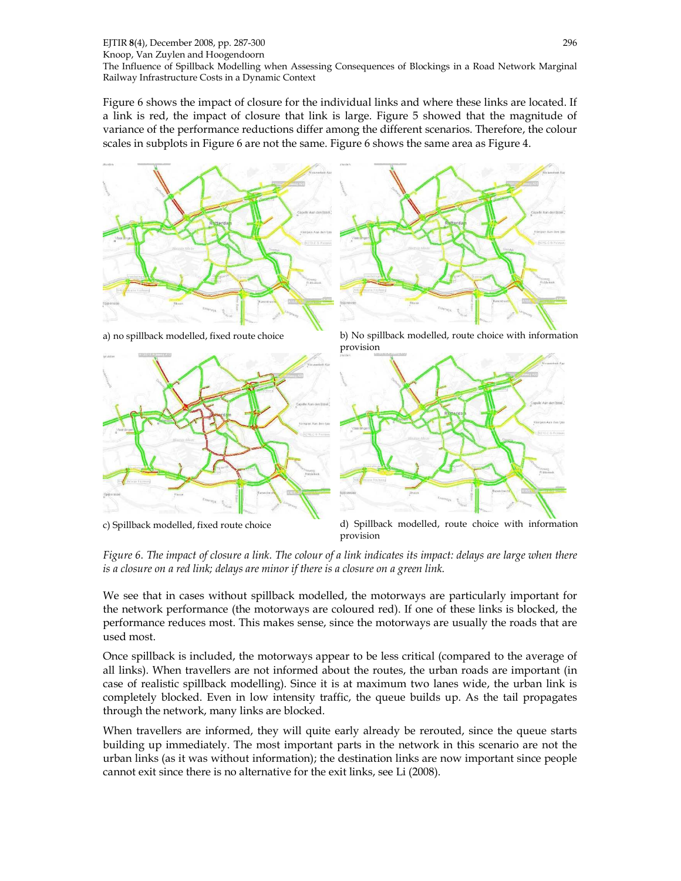Figure 6 shows the impact of closure for the individual links and where these links are located. If a link is red, the impact of closure that link is large. Figure 5 showed that the magnitude of variance of the performance reductions differ among the different scenarios. Therefore, the colour scales in subplots in Figure 6 are not the same. Figure 6 shows the same area as Figure 4.

a) no spillback modelled, fixed route choice

b) No spillback modelled, route choice with information provision

c) Spillback modelled, fixed route choice

d) Spillback modelled, route choice with information provision

*Figure 6. The impact of closure a link. The colour of a link indicates its impact: delays are large when there is a closure on a red link; delays are minor if there is a closure on a green link.*

We see that in cases without spillback modelled, the motorways are particularly important for the network performance (the motorways are coloured red). If one of these links is blocked, the performance reduces most. This makes sense, since the motorways are usually the roads that are used most.

Once spillback is included, the motorways appear to be less critical (compared to the average of all links). When travellers are not informed about the routes, the urban roads are important (in case of realistic spillback modelling). Since it is at maximum two lanes wide, the urban link is completely blocked. Even in low intensity traffic, the queue builds up. As the tail propagates through the network, many links are blocked.

When travellers are informed, they will quite early already be rerouted, since the queue starts building up immediately. The most important parts in the network in this scenario are not the urban links (as it was without information); the destination links are now important since people cannot exit since there is no alternative for the exit links, see Li (2008).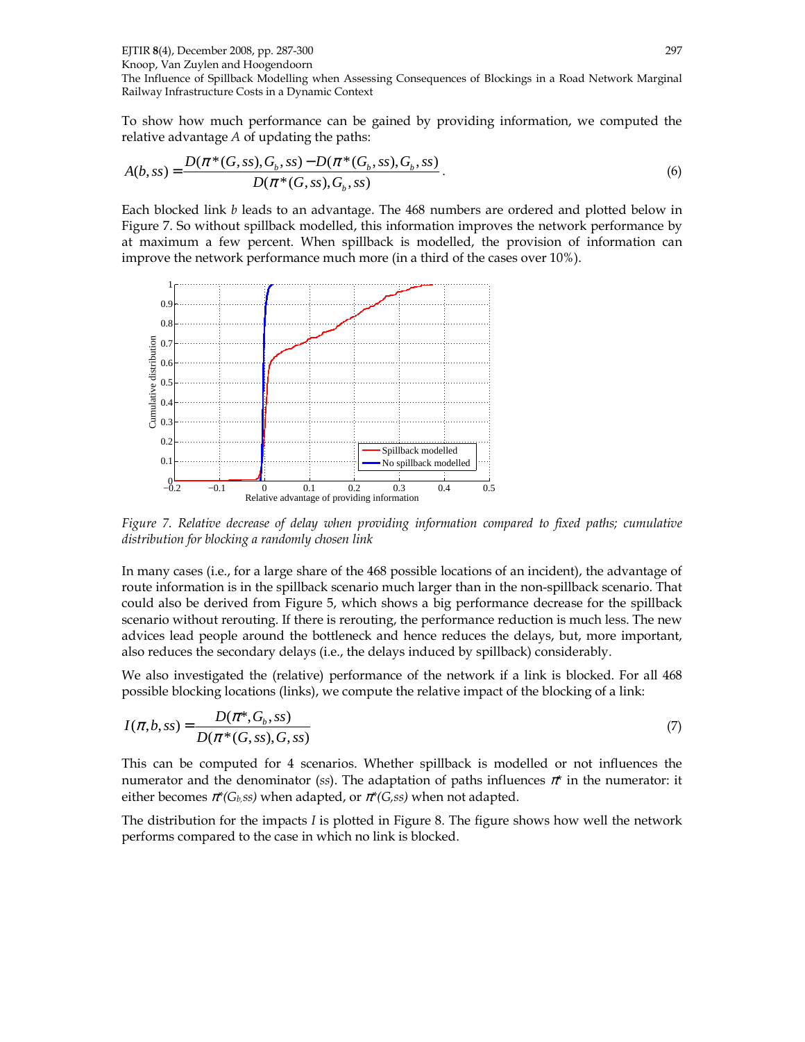To show how much performance can be gained by providing information, we computed the relative advantage $A$ of updating the paths:

$$A(b, ss) = \frac{D(\pi^*(G, ss), G_b, ss) - D(\pi^*(G_b, ss), G_b, ss)}{D(\pi^*(G, ss), G_b, ss)}. \tag{6}$$

Each blocked link $b$ leads to an advantage. The 468 numbers are ordered and plotted below in Figure 7. So without spillback modelled, this information improves the network performance by at maximum a few percent. When spillback is modelled, the provision of information can improve the network performance much more (in a third of the cases over 10%).

*Figure 7. Relative decrease of delay when providing information compared to fixed paths; cumulative distribution for blocking a randomly chosen link*

In many cases (i.e., for a large share of the 468 possible locations of an incident), the advantage of route information is in the spillback scenario much larger than in the non-spillback scenario. That could also be derived from Figure 5, which shows a big performance decrease for the spillback scenario without rerouting. If there is rerouting, the performance reduction is much less. The new advices lead people around the bottleneck and hence reduces the delays, but, more important, also reduces the secondary delays (i.e., the delays induced by spillback) considerably.

We also investigated the (relative) performance of the network if a link is blocked. For all 468 possible blocking locations (links), we compute the relative impact of the blocking of a link:

$$I(\pi, b, ss) = \frac{D(\pi^*, G_b, ss)}{D(\pi^*(G, ss), G, ss)} \tag{7}$$

This can be computed for 4 scenarios. Whether spillback is modelled or not influences the numerator and the denominator ($ss$). The adaptation of paths influences $\pi^*$ in the numerator: it either becomes $\pi^*(G_b, ss)$ when adapted, or $\pi^*(G, ss)$ when not adapted.

The distribution for the impacts $I$ is plotted in Figure 8. The figure shows how well the network performs compared to the case in which no link is blocked.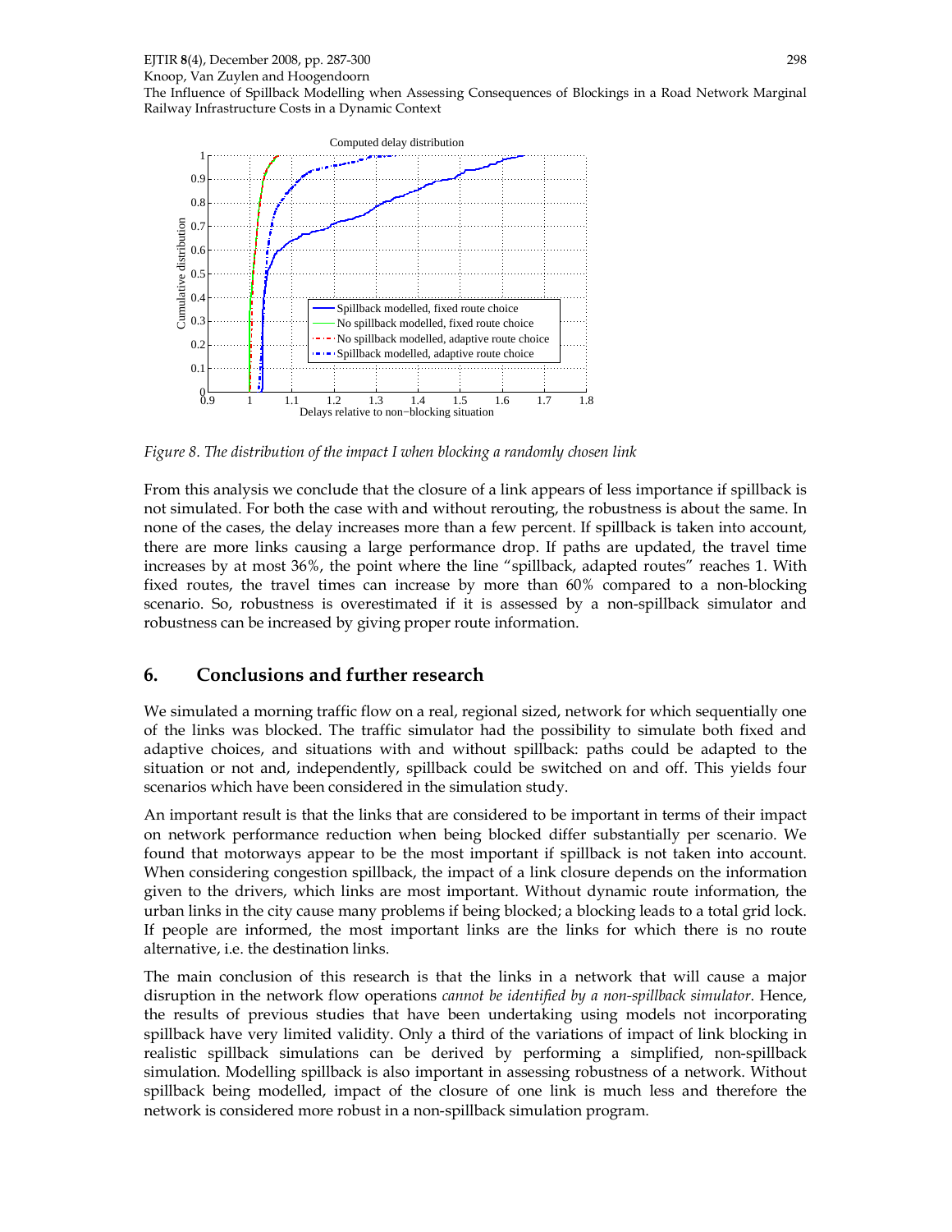*Figure 8. The distribution of the impact I when blocking a randomly chosen link*

From this analysis we conclude that the closure of a link appears of less importance if spillback is not simulated. For both the case with and without rerouting, the robustness is about the same. In none of the cases, the delay increases more than a few percent. If spillback is taken into account, there are more links causing a large performance drop. If paths are updated, the travel time increases by at most 36%, the point where the line "spillback, adapted routes" reaches 1. With fixed routes, the travel times can increase by more than 60% compared to a non-blocking scenario. So, robustness is overestimated if it is assessed by a non-spillback simulator and robustness can be increased by giving proper route information.

## 6. Conclusions and further research

We simulated a morning traffic flow on a real, regional sized, network for which sequentially one of the links was blocked. The traffic simulator had the possibility to simulate both fixed and adaptive choices, and situations with and without spillback: paths could be adapted to the situation or not and, independently, spillback could be switched on and off. This yields four scenarios which have been considered in the simulation study.

An important result is that the links that are considered to be important in terms of their impact on network performance reduction when being blocked differ substantially per scenario. We found that motorways appear to be the most important if spillback is not taken into account. When considering congestion spillback, the impact of a link closure depends on the information given to the drivers, which links are most important. Without dynamic route information, the urban links in the city cause many problems if being blocked; a blocking leads to a total grid lock. If people are informed, the most important links are the links for which there is no route alternative, i.e. the destination links.

The main conclusion of this research is that the links in a network that will cause a major disruption in the network flow operations *cannot be identified by a non-spillback simulator*. Hence, the results of previous studies that have been undertaking using models not incorporating spillback have very limited validity. Only a third of the variations of impact of link blocking in realistic spillback simulations can be derived by performing a simplified, non-spillback simulation. Modelling spillback is also important in assessing robustness of a network. Without spillback being modelled, impact of the closure of one link is much less and therefore the network is considered more robust in a non-spillback simulation program.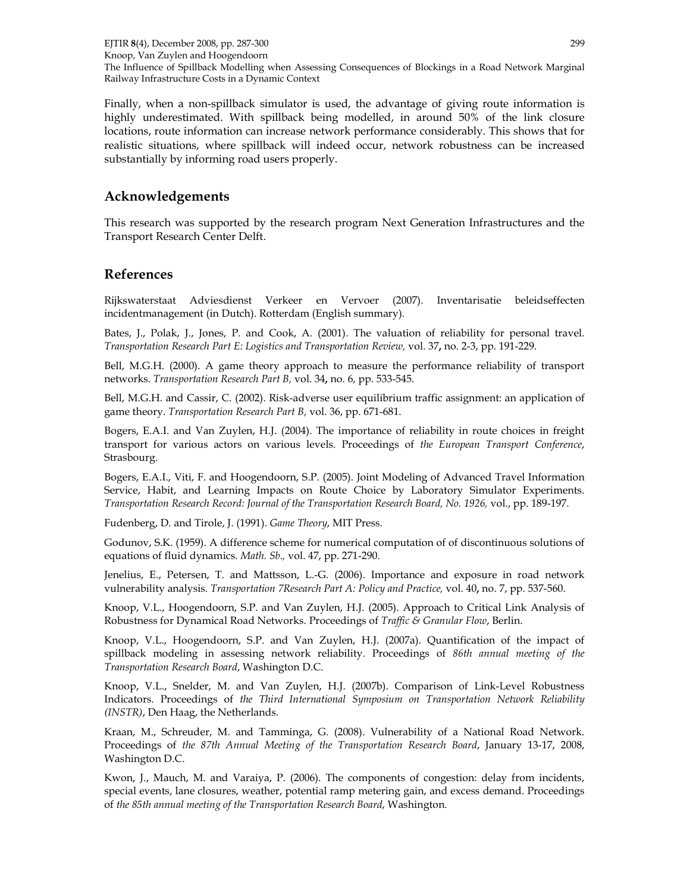Finally, when a non-spillback simulator is used, the advantage of giving route information is highly underestimated. With spillback being modelled, in around 50% of the link closure locations, route information can increase network performance considerably. This shows that for realistic situations, where spillback will indeed occur, network robustness can be increased substantially by informing road users properly.

## Acknowledgements

This research was supported by the research program Next Generation Infrastructures and the Transport Research Center Delft.

## References

Rijkswaterstaat Adviesdienst Verkeer en Vervoer (2007). Inventarisatie beleidseffecten incidentmanagement (in Dutch). Rotterdam (English summary).

Bates, J., Polak, J., Jones, P. and Cook, A. (2001). The valuation of reliability for personal travel. *Transportation Research Part E: Logistics and Transportation Review,* vol. 37**,** no. 2-3, pp. 191-229.

Bell, M.G.H. (2000). A game theory approach to measure the performance reliability of transport networks. *Transportation Research Part B,* vol. 34**,** no. 6, pp. 533-545.

Bell, M.G.H. and Cassir, C. (2002). Risk-adverse user equilibrium traffic assignment: an application of game theory. *Transportation Research Part B,* vol. 36, pp. 671-681.

Bogers, E.A.I. and Van Zuylen, H.J. (2004). The importance of reliability in route choices in freight transport for various actors on various levels. Proceedings of *the European Transport Conference*, Strasbourg.

Bogers, E.A.I., Viti, F. and Hoogendoorn, S.P. (2005). Joint Modeling of Advanced Travel Information Service, Habit, and Learning Impacts on Route Choice by Laboratory Simulator Experiments. *Transportation Research Record: Journal of the Transportation Research Board, No. 1926,* vol., pp. 189-197.

Fudenberg, D. and Tirole, J. (1991). *Game Theory*, MIT Press.

Godunov, S.K. (1959). A difference scheme for numerical computation of of discontinuous solutions of equations of fluid dynamics. *Math. Sb.,* vol. 47, pp. 271-290.

Jenelius, E., Petersen, T. and Mattsson, L.-G. (2006). Importance and exposure in road network vulnerability analysis. *Transportation 7Research Part A: Policy and Practice,* vol. 40**,** no. 7, pp. 537-560.

Knoop, V.L., Hoogendoorn, S.P. and Van Zuylen, H.J. (2005). Approach to Critical Link Analysis of Robustness for Dynamical Road Networks. Proceedings of *Traffic & Granular Flow*, Berlin.

Knoop, V.L., Hoogendoorn, S.P. and Van Zuylen, H.J. (2007a). Quantification of the impact of spillback modeling in assessing network reliability. Proceedings of *86th annual meeting of the Transportation Research Board*, Washington D.C.

Knoop, V.L., Snelder, M. and Van Zuylen, H.J. (2007b). Comparison of Link-Level Robustness Indicators. Proceedings of *the Third International Symposium on Transportation Network Reliability (INSTR)*, Den Haag, the Netherlands.

Kraan, M., Schreuder, M. and Tamminga, G. (2008). Vulnerability of a National Road Network. Proceedings of *the 87th Annual Meeting of the Transportation Research Board*, January 13-17, 2008, Washington D.C.

Kwon, J., Mauch, M. and Varaiya, P. (2006). The components of congestion: delay from incidents, special events, lane closures, weather, potential ramp metering gain, and excess demand. Proceedings of *the 85th annual meeting of the Transportation Research Board*, Washington.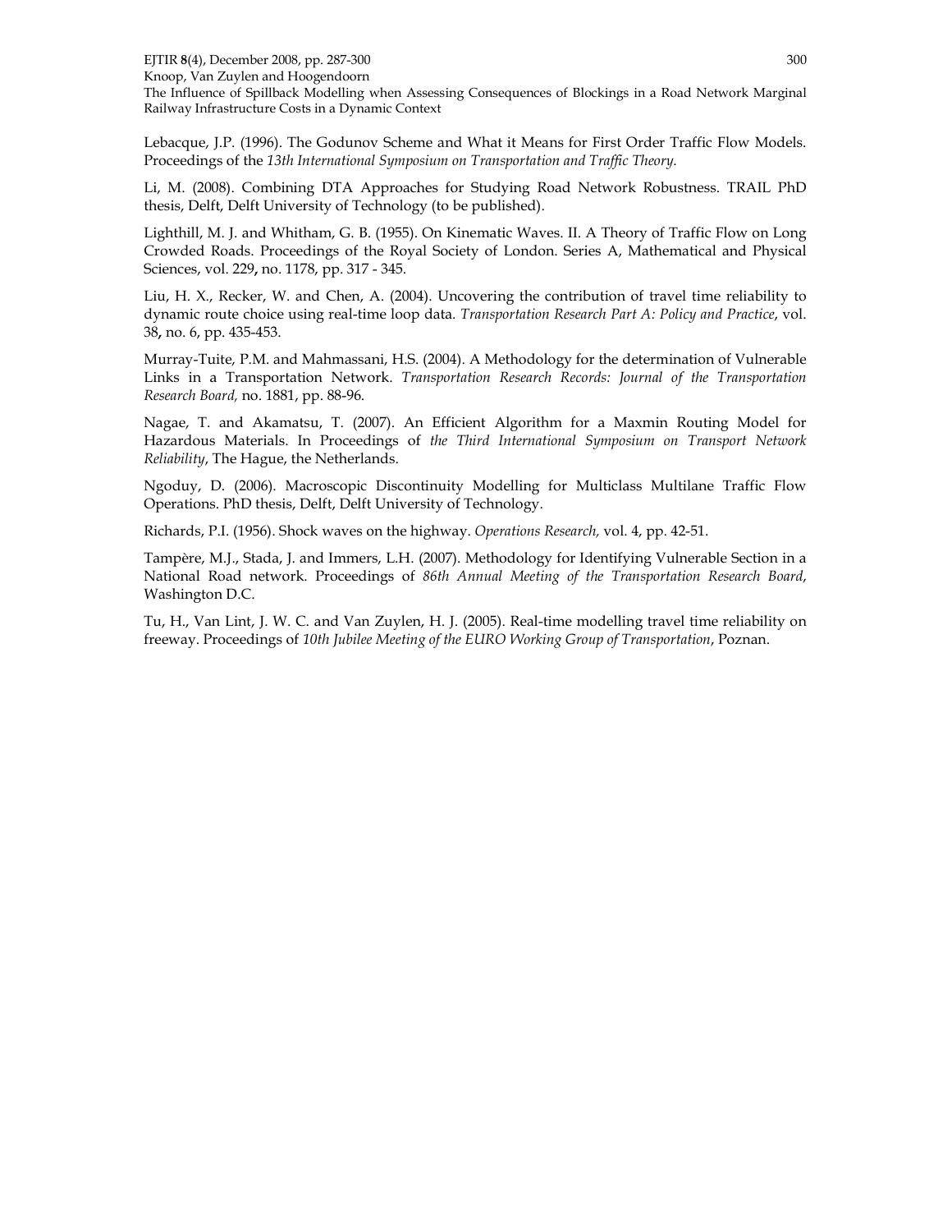Lebacque, J.P. (1996). The Godunov Scheme and What it Means for First Order Traffic Flow Models. Proceedings of the *13th International Symposium on Transportation and Traffic Theory.*

Li, M. (2008). Combining DTA Approaches for Studying Road Network Robustness. TRAIL PhD thesis, Delft, Delft University of Technology (to be published).

Lighthill, M. J. and Whitham, G. B. (1955). On Kinematic Waves. II. A Theory of Traffic Flow on Long Crowded Roads. Proceedings of the Royal Society of London. Series A, Mathematical and Physical Sciences, vol. 229**,** no. 1178, pp. 317 - 345.

Liu, H. X., Recker, W. and Chen, A. (2004). Uncovering the contribution of travel time reliability to dynamic route choice using real-time loop data. *Transportation Research Part A: Policy and Practice*, vol. 38**,** no. 6, pp. 435-453.

Murray-Tuite, P.M. and Mahmassani, H.S. (2004). A Methodology for the determination of Vulnerable Links in a Transportation Network. *Transportation Research Records: Journal of the Transportation Research Board,* no. 1881, pp. 88-96.

Nagae, T. and Akamatsu, T. (2007). An Efficient Algorithm for a Maxmin Routing Model for Hazardous Materials. In Proceedings of *the Third International Symposium on Transport Network Reliability*, The Hague, the Netherlands.

Ngoduy, D. (2006). Macroscopic Discontinuity Modelling for Multiclass Multilane Traffic Flow Operations. PhD thesis, Delft, Delft University of Technology.

Richards, P.I. (1956). Shock waves on the highway. *Operations Research,* vol. 4, pp. 42-51.

Tampère, M.J., Stada, J. and Immers, L.H. (2007). Methodology for Identifying Vulnerable Section in a National Road network. Proceedings of *86th Annual Meeting of the Transportation Research Board*, Washington D.C.

Tu, H., Van Lint, J. W. C. and Van Zuylen, H. J. (2005). Real-time modelling travel time reliability on freeway. Proceedings of *10th Jubilee Meeting of the EURO Working Group of Transportation*, Poznan.